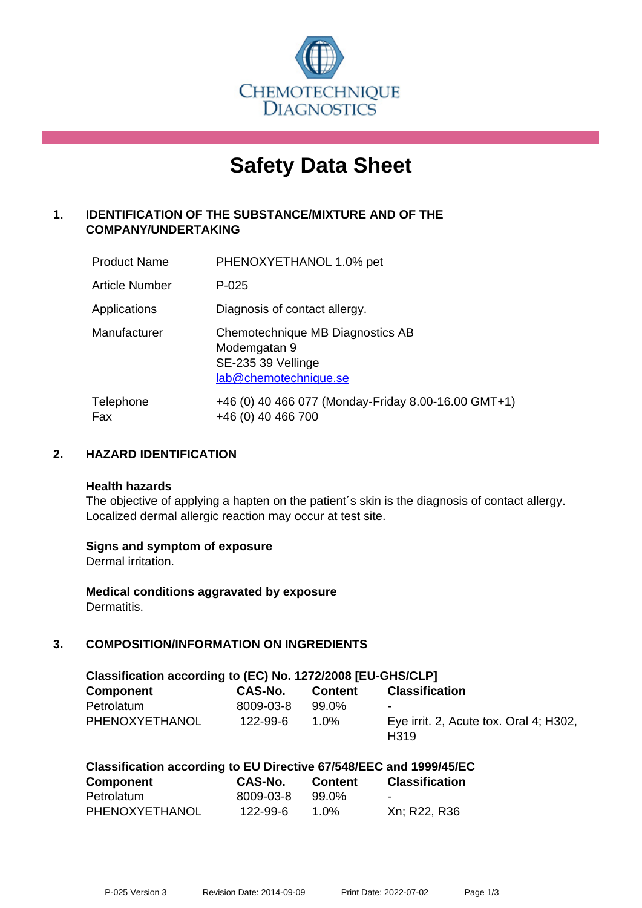CHEMOTECHNIQUE DIAGNOSTICS

# Safety Data Sheet

## 1. IDENTIFICATION OF THE SUBSTANCE/MIXTURE AND OF THE COMPANY/UNDERTAKING

| | |
|---|---|
| Product Name | PHENOXYETHANOL 1.0% pet |
| Article Number | P-025 |
| Applications | Diagnosis of contact allergy. |
| Manufacturer | Chemotechnique MB Diagnostics AB<br>Modemgatan 9<br>SE-235 39 Vellinge<br>lab@chemotechnique.se |
| Telephone<br>Fax | +46 (0) 40 466 077 (Monday-Friday 8.00-16.00 GMT+1)<br>+46 (0) 40 466 700 |

## 2. HAZARD IDENTIFICATION

**Health hazards**
The objective of applying a hapten on the patient´s skin is the diagnosis of contact allergy. Localized dermal allergic reaction may occur at test site.

**Signs and symptom of exposure**
Dermal irritation.

**Medical conditions aggravated by exposure**
Dermatitis.

## 3. COMPOSITION/INFORMATION ON INGREDIENTS

**Classification according to (EC) No. 1272/2008 [EU-GHS/CLP]**

| Component | CAS-No. | Content | Classification |
|---|---|---|---|
| Petrolatum | 8009-03-8 | 99.0% | - |
| PHENOXYETHANOL | 122-99-6 | 1.0% | Eye irrit. 2, Acute tox. Oral 4; H302, H319 |

**Classification according to EU Directive 67/548/EEC and 1999/45/EC**

| Component | CAS-No. | Content | Classification |
|---|---|---|---|
| Petrolatum | 8009-03-8 | 99.0% | - |
| PHENOXYETHANOL | 122-99-6 | 1.0% | Xn; R22, R36 |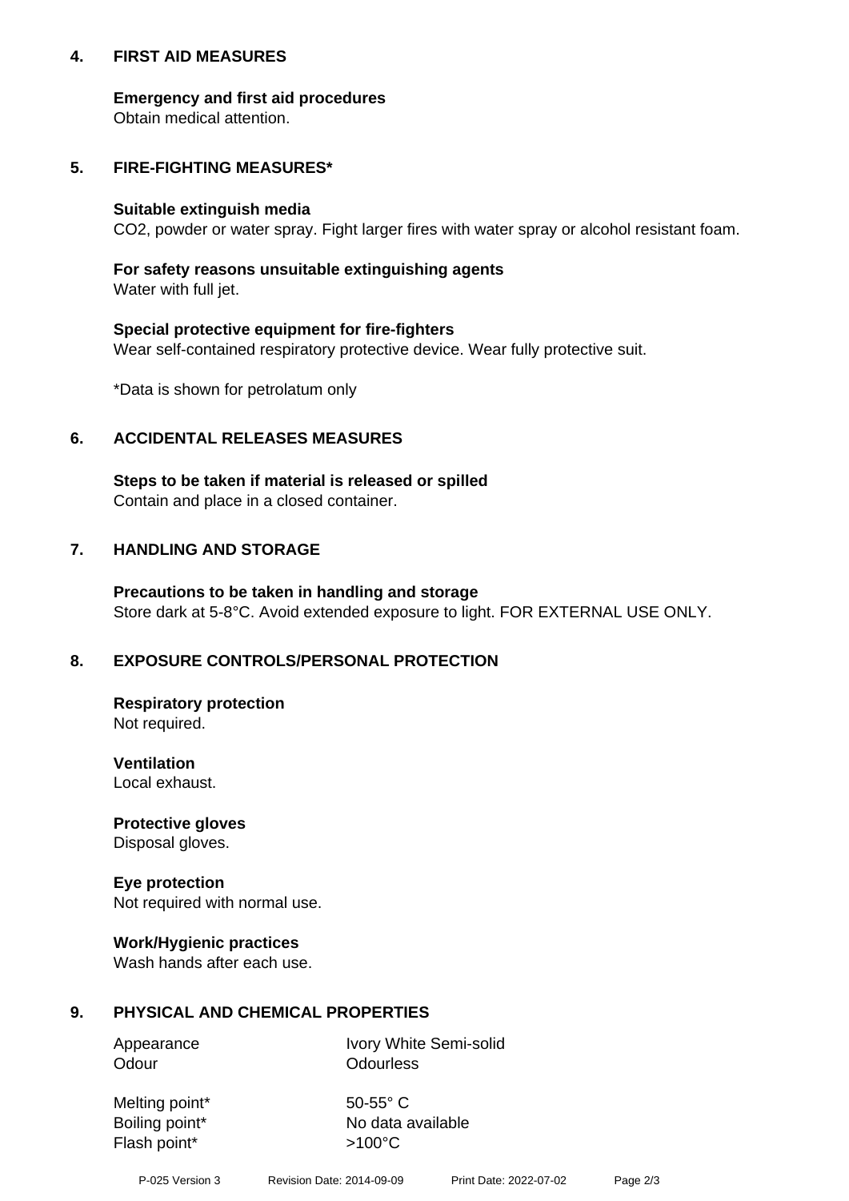## 4. FIRST AID MEASURES

**Emergency and first aid procedures**
Obtain medical attention.

## 5. FIRE-FIGHTING MEASURES*

**Suitable extinguish media**
$CO_2$, powder or water spray. Fight larger fires with water spray or alcohol resistant foam.

**For safety reasons unsuitable extinguishing agents**
Water with full jet.

**Special protective equipment for fire-fighters**
Wear self-contained respiratory protective device. Wear fully protective suit.

*Data is shown for petrolatum only

## 6. ACCIDENTAL RELEASES MEASURES

**Steps to be taken if material is released or spilled**
Contain and place in a closed container.

## 7. HANDLING AND STORAGE

**Precautions to be taken in handling and storage**
Store dark at 5-8°C. Avoid extended exposure to light. FOR EXTERNAL USE ONLY.

## 8. EXPOSURE CONTROLS/PERSONAL PROTECTION

**Respiratory protection**
Not required.

**Ventilation**
Local exhaust.

**Protective gloves**
Disposal gloves.

**Eye protection**
Not required with normal use.

**Work/Hygienic practices**
Wash hands after each use.

## 9. PHYSICAL AND CHEMICAL PROPERTIES

| | |
|---|---|
| Appearance | Ivory White Semi-solid |
| Odour | Odourless |
| Melting point* | 50-55° C |
| Boiling point* | No data available |
| Flash point* | >100°C |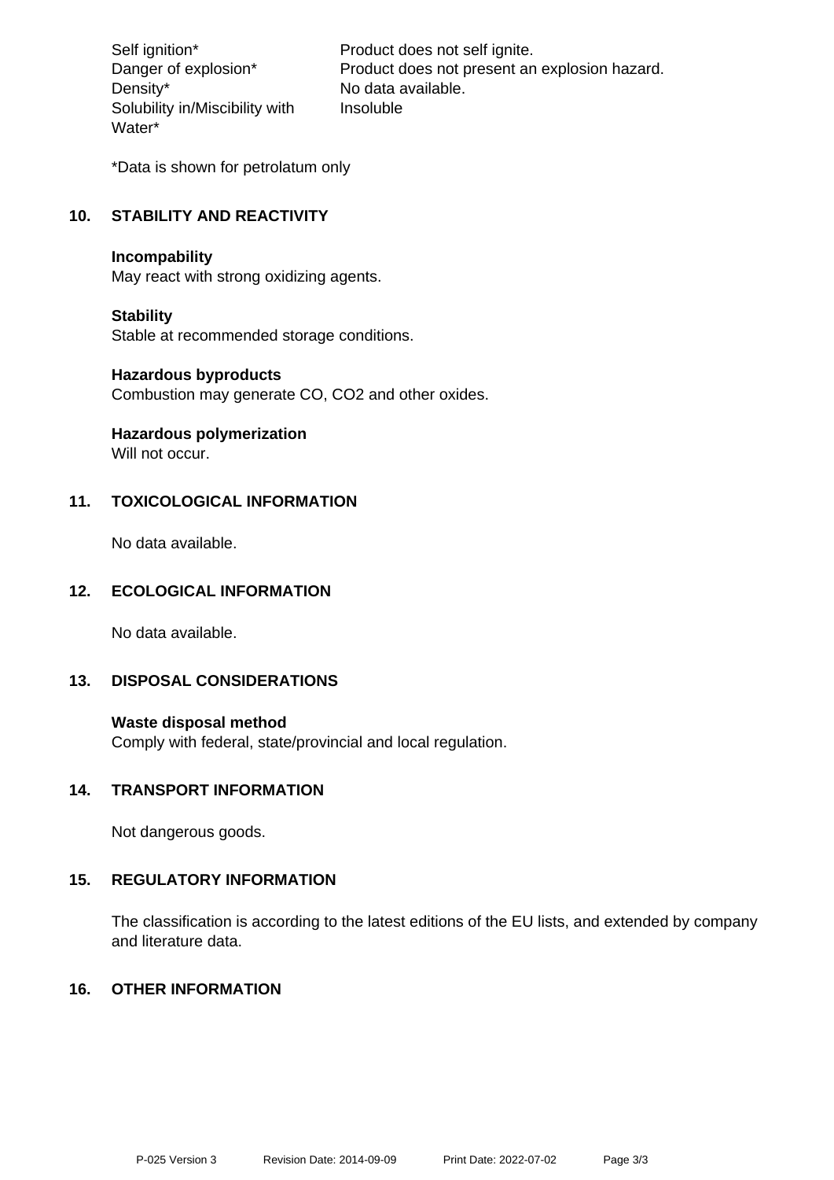| | |
|---|---|
| Self ignition* | Product does not self ignite. |
| Danger of explosion* | Product does not present an explosion hazard. |
| Density* | No data available. |
| Solubility in/Miscibility with Water* | Insoluble |

*Data is shown for petrolatum only

## 10. STABILITY AND REACTIVITY

**Incompability**
May react with strong oxidizing agents.

**Stability**
Stable at recommended storage conditions.

**Hazardous byproducts**
Combustion may generate CO, $CO_2$ and other oxides.

**Hazardous polymerization**
Will not occur.

## 11. TOXICOLOGICAL INFORMATION

No data available.

## 12. ECOLOGICAL INFORMATION

No data available.

## 13. DISPOSAL CONSIDERATIONS

**Waste disposal method**
Comply with federal, state/provincial and local regulation.

## 14. TRANSPORT INFORMATION

Not dangerous goods.

## 15. REGULATORY INFORMATION

The classification is according to the latest editions of the EU lists, and extended by company and literature data.

## 16. OTHER INFORMATION

P-025 Version 3 Revision Date: 2014-09-09 Print Date: 2022-07-02